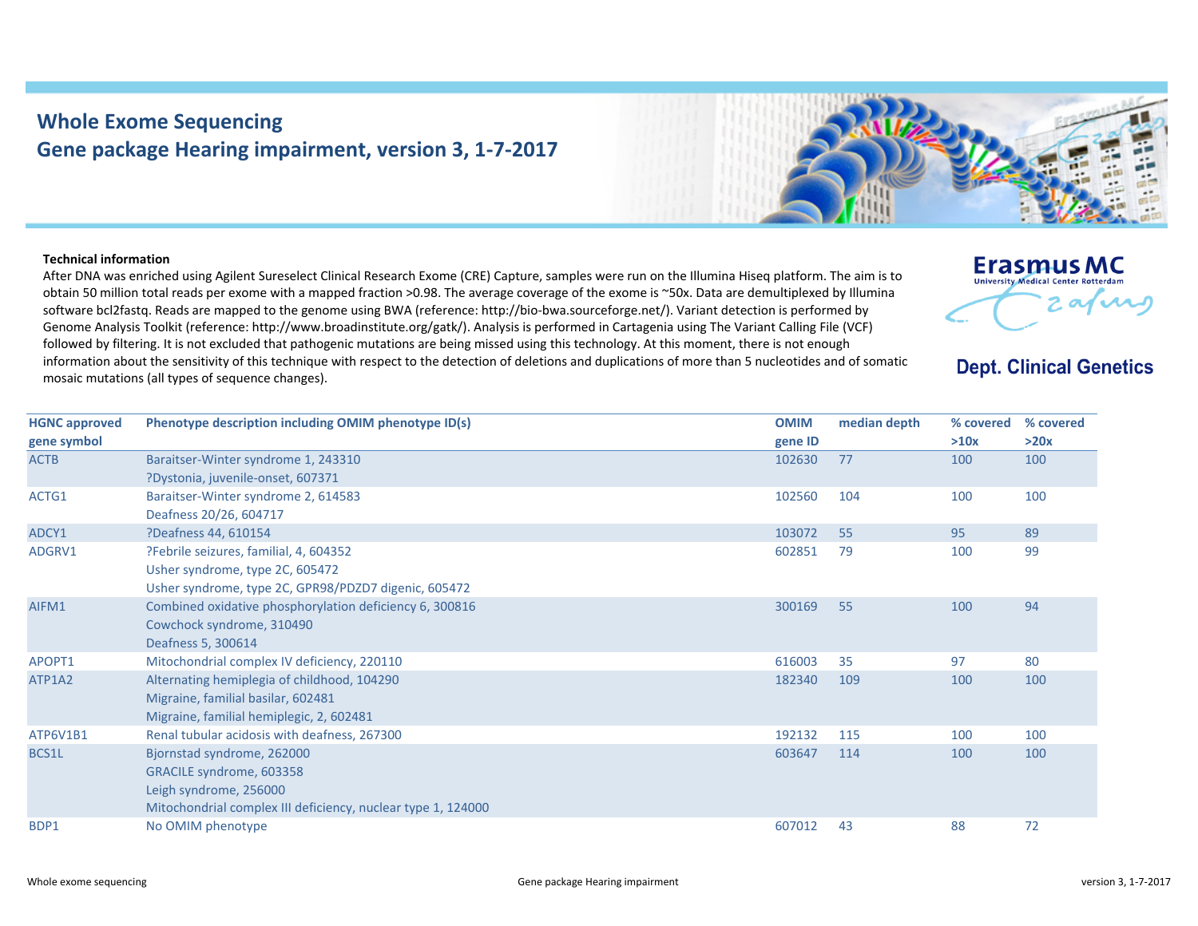# Whole Exome Sequencing
## Gene package Hearing impairment, version 3, 1-7-2017

Erasmus MC
University Medical Center Rotterdam

**Dept. Clinical Genetics**

**Technical information**

After DNA was enriched using Agilent Sureselect Clinical Research Exome (CRE) Capture, samples were run on the Illumina Hiseq platform. The aim is to obtain 50 million total reads per exome with a mapped fraction >0.98. The average coverage of the exome is ~50x. Data are demultiplexed by Illumina software bcl2fastq. Reads are mapped to the genome using BWA (reference: http://bio-bwa.sourceforge.net/). Variant detection is performed by Genome Analysis Toolkit (reference: http://www.broadinstitute.org/gatk/). Analysis is performed in Cartagenia using The Variant Calling File (VCF) followed by filtering. It is not excluded that pathogenic mutations are being missed using this technology. At this moment, there is not enough information about the sensitivity of this technique with respect to the detection of deletions and duplications of more than 5 nucleotides and of somatic mosaic mutations (all types of sequence changes).

| HGNC approved gene symbol | Phenotype description including OMIM phenotype ID(s) | OMIM gene ID | median depth | % covered >10x | % covered >20x |
|---|---|---|---|---|---|
| ACTB | Baraitser-Winter syndrome 1, 243310<br>?Dystonia, juvenile-onset, 607371 | 102630 | 77 | 100 | 100 |
| ACTG1 | Baraitser-Winter syndrome 2, 614583<br>Deafness 20/26, 604717 | 102560 | 104 | 100 | 100 |
| ADCY1 | ?Deafness 44, 610154 | 103072 | 55 | 95 | 89 |
| ADGRV1 | ?Febrile seizures, familial, 4, 604352<br>Usher syndrome, type 2C, 605472<br>Usher syndrome, type 2C, GPR98/PDZD7 digenic, 605472 | 602851 | 79 | 100 | 99 |
| AIFM1 | Combined oxidative phosphorylation deficiency 6, 300816<br>Cowchock syndrome, 310490<br>Deafness 5, 300614 | 300169 | 55 | 100 | 94 |
| APOPT1 | Mitochondrial complex IV deficiency, 220110 | 616003 | 35 | 97 | 80 |
| ATP1A2 | Alternating hemiplegia of childhood, 104290<br>Migraine, familial basilar, 602481<br>Migraine, familial hemiplegic, 2, 602481 | 182340 | 109 | 100 | 100 |
| ATP6V1B1 | Renal tubular acidosis with deafness, 267300 | 192132 | 115 | 100 | 100 |
| BCS1L | Bjornstad syndrome, 262000<br>GRACILE syndrome, 603358<br>Leigh syndrome, 256000<br>Mitochondrial complex III deficiency, nuclear type 1, 124000 | 603647 | 114 | 100 | 100 |
| BDP1 | No OMIM phenotype | 607012 | 43 | 88 | 72 |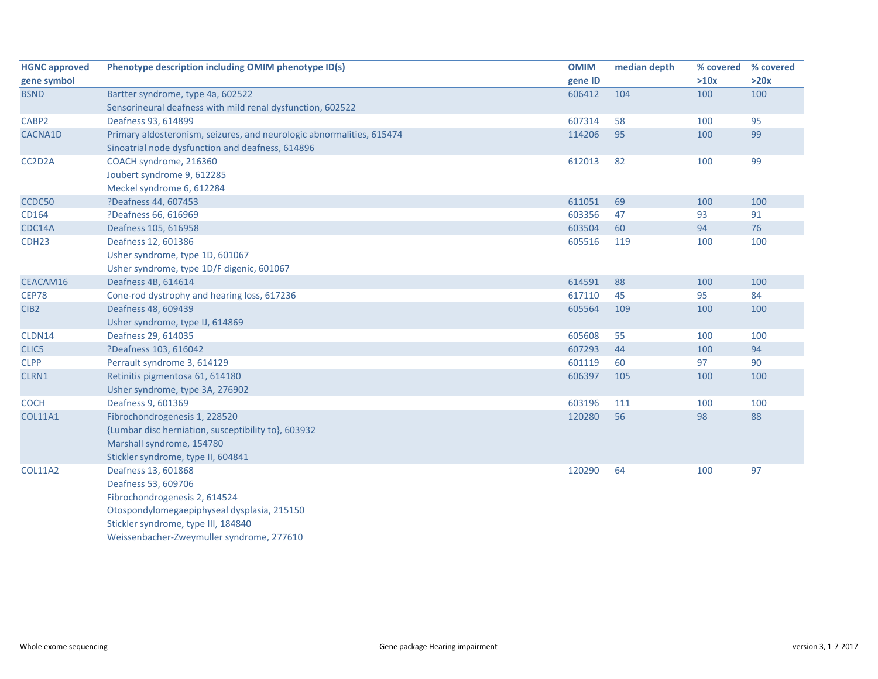| HGNC approved gene symbol | Phenotype description including OMIM phenotype ID(s) | OMIM gene ID | median depth | % covered >10x | % covered >20x |
|---|---|---|---|---|---|
| BSND | Bartter syndrome, type 4a, 602522 | 606412 | 104 | 100 | 100 |
| | Sensorineural deafness with mild renal dysfunction, 602522 | | | | |
| CABP2 | Deafness 93, 614899 | 607314 | 58 | 100 | 95 |
| CACNA1D | Primary aldosteronism, seizures, and neurologic abnormalities, 615474 | 114206 | 95 | 100 | 99 |
| | Sinoatrial node dysfunction and deafness, 614896 | | | | |
| CC2D2A | COACH syndrome, 216360 | 612013 | 82 | 100 | 99 |
| | Joubert syndrome 9, 612285 | | | | |
| | Meckel syndrome 6, 612284 | | | | |
| CCDC50 | ?Deafness 44, 607453 | 611051 | 69 | 100 | 100 |
| CD164 | ?Deafness 66, 616969 | 603356 | 47 | 93 | 91 |
| CDC14A | Deafness 105, 616958 | 603504 | 60 | 94 | 76 |
| CDH23 | Deafness 12, 601386 | 605516 | 119 | 100 | 100 |
| | Usher syndrome, type 1D, 601067 | | | | |
| | Usher syndrome, type 1D/F digenic, 601067 | | | | |
| CEACAM16 | Deafness 4B, 614614 | 614591 | 88 | 100 | 100 |
| CEP78 | Cone-rod dystrophy and hearing loss, 617236 | 617110 | 45 | 95 | 84 |
| CIB2 | Deafness 48, 609439 | 605564 | 109 | 100 | 100 |
| | Usher syndrome, type IJ, 614869 | | | | |
| CLDN14 | Deafness 29, 614035 | 605608 | 55 | 100 | 100 |
| CLIC5 | ?Deafness 103, 616042 | 607293 | 44 | 100 | 94 |
| CLPP | Perrault syndrome 3, 614129 | 601119 | 60 | 97 | 90 |
| CLRN1 | Retinitis pigmentosa 61, 614180 | 606397 | 105 | 100 | 100 |
| | Usher syndrome, type 3A, 276902 | | | | |
| COCH | Deafness 9, 601369 | 603196 | 111 | 100 | 100 |
| COL11A1 | Fibrochondrogenesis 1, 228520 | 120280 | 56 | 98 | 88 |
| | {Lumbar disc herniation, susceptibility to}, 603932 | | | | |
| | Marshall syndrome, 154780 | | | | |
| | Stickler syndrome, type II, 604841 | | | | |
| COL11A2 | Deafness 13, 601868 | 120290 | 64 | 100 | 97 |
| | Deafness 53, 609706 | | | | |
| | Fibrochondrogenesis 2, 614524 | | | | |
| | Otospondylomegaepiphyseal dysplasia, 215150 | | | | |
| | Stickler syndrome, type III, 184840 | | | | |
| | Weissenbacher-Zweymuller syndrome, 277610 | | | | |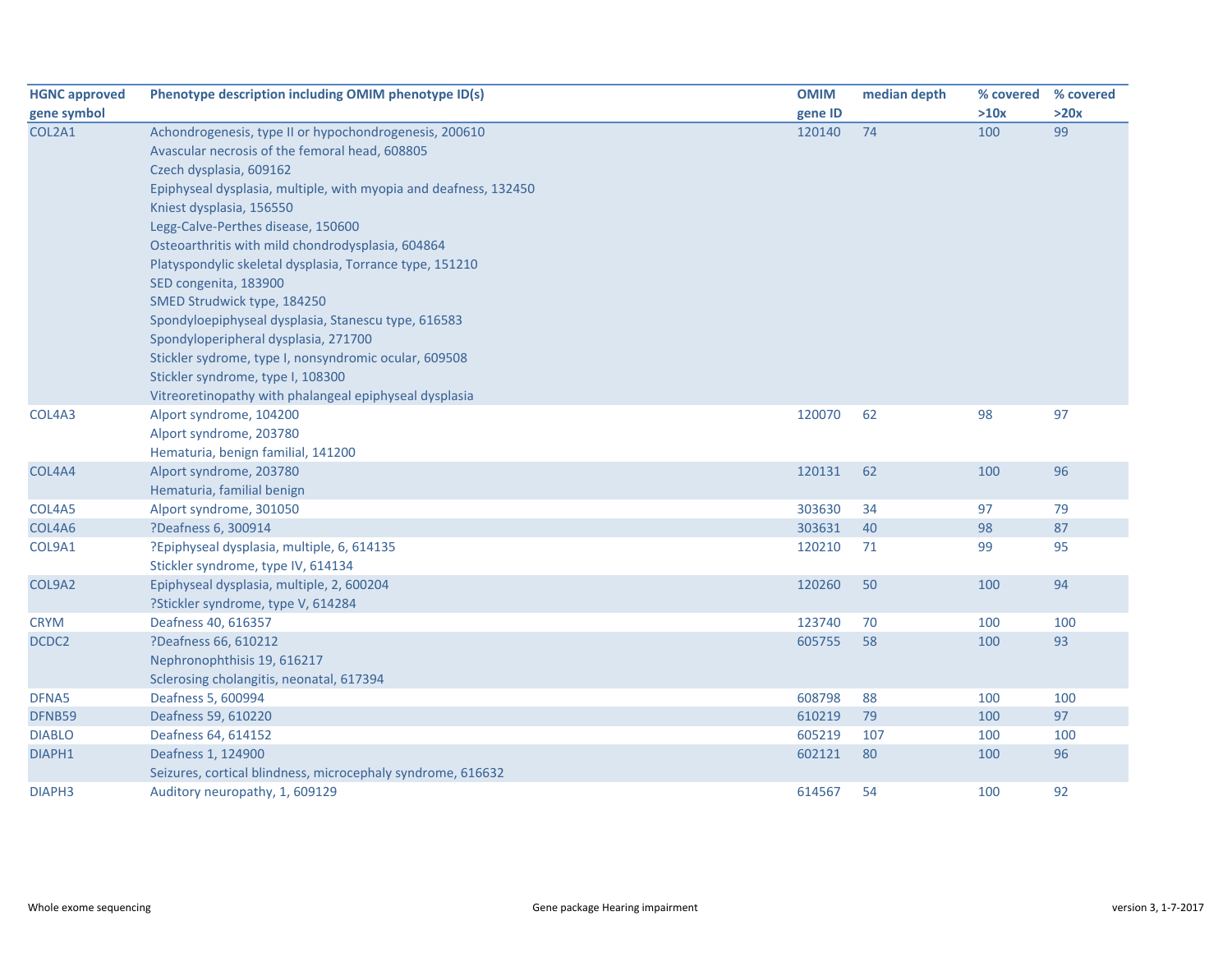| HGNC approved gene symbol | Phenotype description including OMIM phenotype ID(s) | OMIM gene ID | median depth | % covered >10x | % covered >20x |
|---|---|---|---|---|---|
| COL2A1 | Achondrogenesis, type II or hypochondrogenesis, 200610 | 120140 | 74 | 100 | 99 |
| | Avascular necrosis of the femoral head, 608805 | | | | |
| | Czech dysplasia, 609162 | | | | |
| | Epiphyseal dysplasia, multiple, with myopia and deafness, 132450 | | | | |
| | Kniest dysplasia, 156550 | | | | |
| | Legg-Calve-Perthes disease, 150600 | | | | |
| | Osteoarthritis with mild chondrodysplasia, 604864 | | | | |
| | Platyspondylic skeletal dysplasia, Torrance type, 151210 | | | | |
| | SED congenita, 183900 | | | | |
| | SMED Strudwick type, 184250 | | | | |
| | Spondyloepiphyseal dysplasia, Stanescu type, 616583 | | | | |
| | Spondyloperipheral dysplasia, 271700 | | | | |
| | Stickler sydrome, type I, nonsyndromic ocular, 609508 | | | | |
| | Stickler syndrome, type I, 108300 | | | | |
| | Vitreoretinopathy with phalangeal epiphyseal dysplasia | | | | |
| COL4A3 | Alport syndrome, 104200 | 120070 | 62 | 98 | 97 |
| | Alport syndrome, 203780 | | | | |
| | Hematuria, benign familial, 141200 | | | | |
| COL4A4 | Alport syndrome, 203780 | 120131 | 62 | 100 | 96 |
| | Hematuria, familial benign | | | | |
| COL4A5 | Alport syndrome, 301050 | 303630 | 34 | 97 | 79 |
| COL4A6 | ?Deafness 6, 300914 | 303631 | 40 | 98 | 87 |
| COL9A1 | ?Epiphyseal dysplasia, multiple, 6, 614135 | 120210 | 71 | 99 | 95 |
| | Stickler syndrome, type IV, 614134 | | | | |
| COL9A2 | Epiphyseal dysplasia, multiple, 2, 600204 | 120260 | 50 | 100 | 94 |
| | ?Stickler syndrome, type V, 614284 | | | | |
| CRYM | Deafness 40, 616357 | 123740 | 70 | 100 | 100 |
| DCDC2 | ?Deafness 66, 610212 | 605755 | 58 | 100 | 93 |
| | Nephronophthisis 19, 616217 | | | | |
| | Sclerosing cholangitis, neonatal, 617394 | | | | |
| DFNA5 | Deafness 5, 600994 | 608798 | 88 | 100 | 100 |
| DFNB59 | Deafness 59, 610220 | 610219 | 79 | 100 | 97 |
| DIABLO | Deafness 64, 614152 | 605219 | 107 | 100 | 100 |
| DIAPH1 | Deafness 1, 124900 | 602121 | 80 | 100 | 96 |
| | Seizures, cortical blindness, microcephaly syndrome, 616632 | | | | |
| DIAPH3 | Auditory neuropathy, 1, 609129 | 614567 | 54 | 100 | 92 |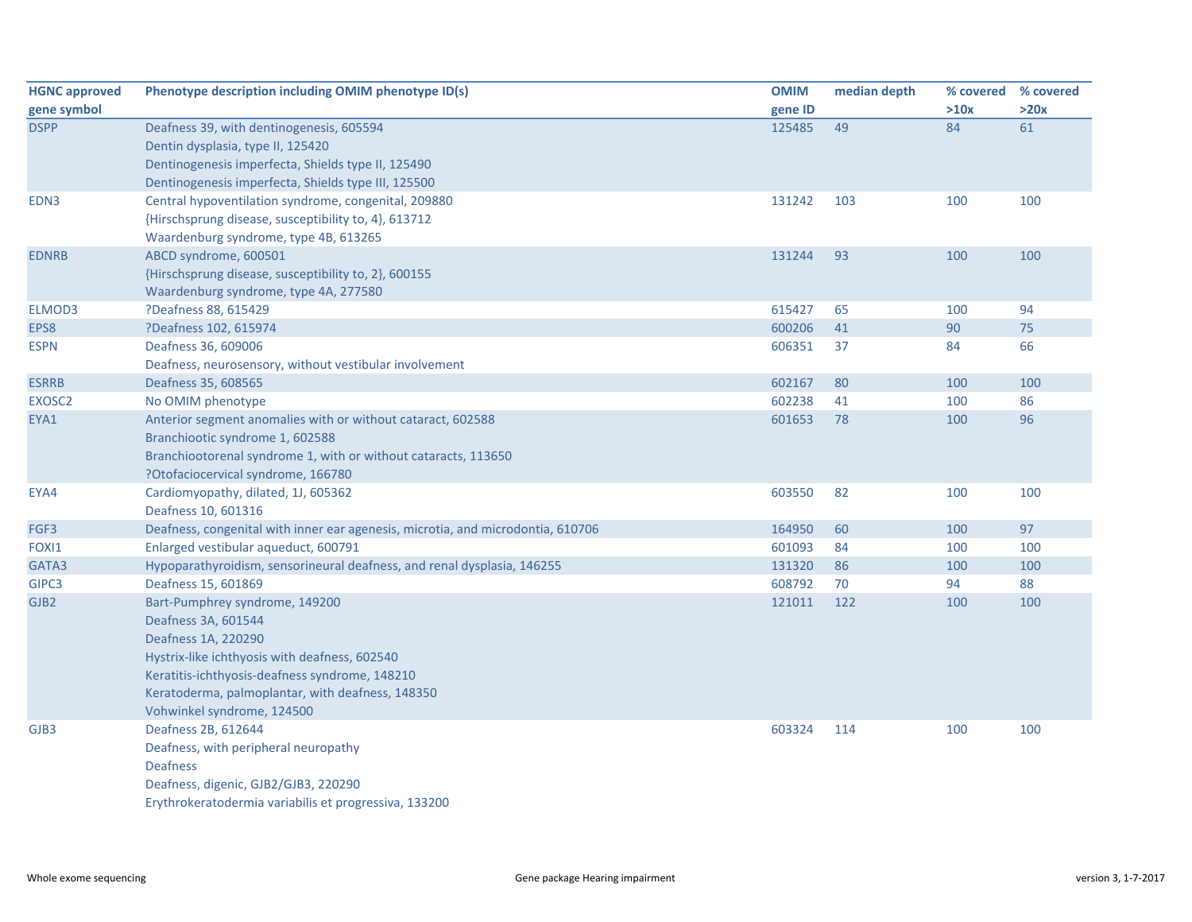| HGNC approved gene symbol | Phenotype description including OMIM phenotype ID(s) | OMIM gene ID | median depth | % covered >10x | % covered >20x |
|---|---|---|---|---|---|
| DSPP | Deafness 39, with dentinogenesis, 605594<br>Dentin dysplasia, type II, 125420<br>Dentinogenesis imperfecta, Shields type II, 125490<br>Dentinogenesis imperfecta, Shields type III, 125500 | 125485 | 49 | 84 | 61 |
| EDN3 | Central hypoventilation syndrome, congenital, 209880<br>{Hirschsprung disease, susceptibility to, 4}, 613712<br>Waardenburg syndrome, type 4B, 613265 | 131242 | 103 | 100 | 100 |
| EDNRB | ABCD syndrome, 600501<br>{Hirschsprung disease, susceptibility to, 2}, 600155<br>Waardenburg syndrome, type 4A, 277580 | 131244 | 93 | 100 | 100 |
| ELMOD3 | ?Deafness 88, 615429 | 615427 | 65 | 100 | 94 |
| EPS8 | ?Deafness 102, 615974 | 600206 | 41 | 90 | 75 |
| ESPN | Deafness 36, 609006<br>Deafness, neurosensory, without vestibular involvement | 606351 | 37 | 84 | 66 |
| ESRRB | Deafness 35, 608565 | 602167 | 80 | 100 | 100 |
| EXOSC2 | No OMIM phenotype | 602238 | 41 | 100 | 86 |
| EYA1 | Anterior segment anomalies with or without cataract, 602588<br>Branchiootic syndrome 1, 602588<br>Branchiootorenal syndrome 1, with or without cataracts, 113650<br>?Otofaciocervical syndrome, 166780 | 601653 | 78 | 100 | 96 |
| EYA4 | Cardiomyopathy, dilated, 1J, 605362<br>Deafness 10, 601316 | 603550 | 82 | 100 | 100 |
| FGF3 | Deafness, congenital with inner ear agenesis, microtia, and microdontia, 610706 | 164950 | 60 | 100 | 97 |
| FOXI1 | Enlarged vestibular aqueduct, 600791 | 601093 | 84 | 100 | 100 |
| GATA3 | Hypoparathyroidism, sensorineural deafness, and renal dysplasia, 146255 | 131320 | 86 | 100 | 100 |
| GIPC3 | Deafness 15, 601869 | 608792 | 70 | 94 | 88 |
| GJB2 | Bart-Pumphrey syndrome, 149200<br>Deafness 3A, 601544<br>Deafness 1A, 220290<br>Hystrix-like ichthyosis with deafness, 602540<br>Keratitis-ichthyosis-deafness syndrome, 148210<br>Keratoderma, palmoplantar, with deafness, 148350<br>Vohwinkel syndrome, 124500 | 121011 | 122 | 100 | 100 |
| GJB3 | Deafness 2B, 612644<br>Deafness, with peripheral neuropathy<br>Deafness<br>Deafness, digenic, GJB2/GJB3, 220290<br>Erythrokeratodermia variabilis et progressiva, 133200 | 603324 | 114 | 100 | 100 |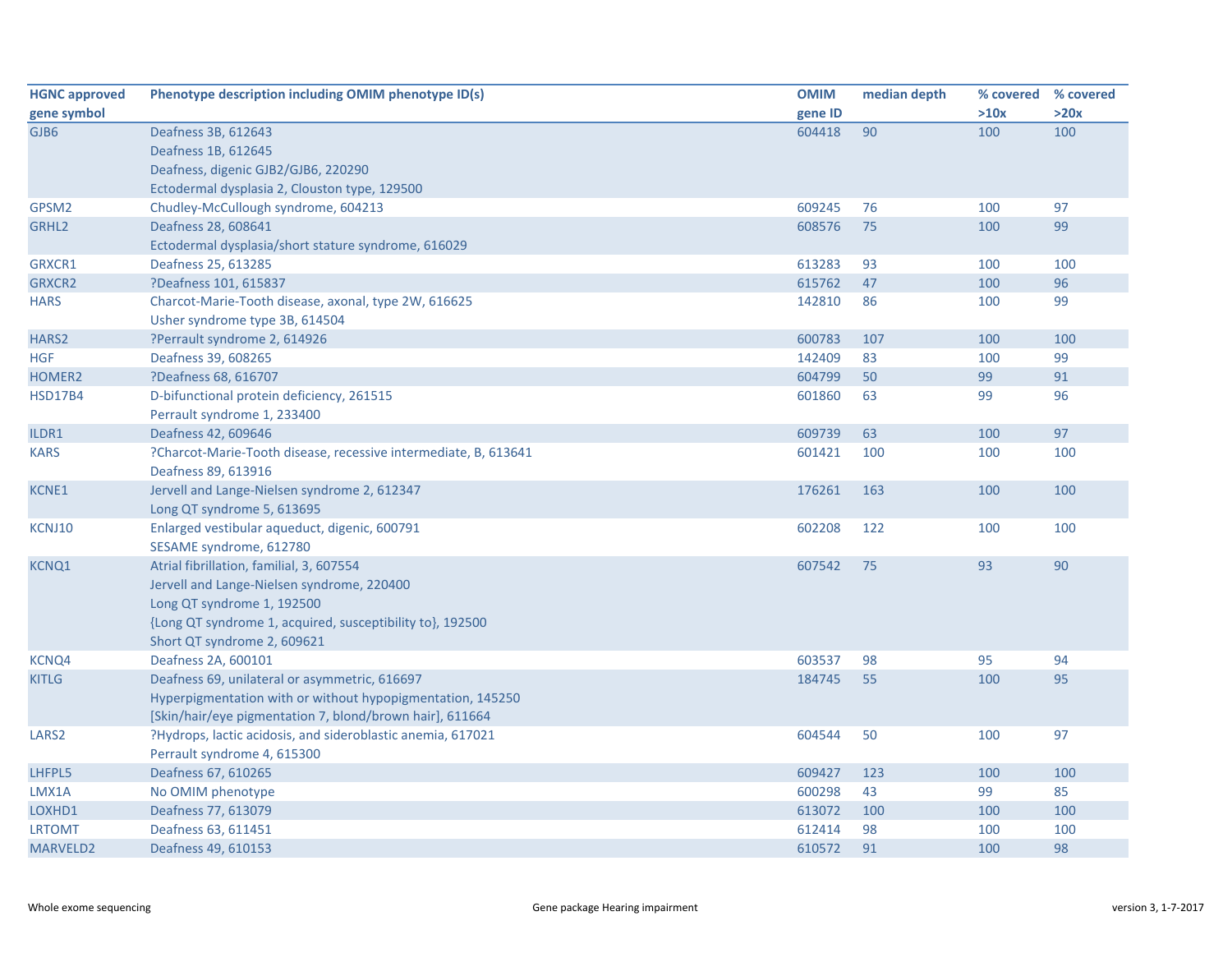| HGNC approved gene symbol | Phenotype description including OMIM phenotype ID(s) | OMIM gene ID | median depth | % covered >10x | % covered >20x |
|---|---|---|---|---|---|
| GJB6 | Deafness 3B, 612643<br>Deafness 1B, 612645<br>Deafness, digenic GJB2/GJB6, 220290<br>Ectodermal dysplasia 2, Clouston type, 129500 | 604418 | 90 | 100 | 100 |
| GPSM2 | Chudley-McCullough syndrome, 604213 | 609245 | 76 | 100 | 97 |
| GRHL2 | Deafness 28, 608641<br>Ectodermal dysplasia/short stature syndrome, 616029 | 608576 | 75 | 100 | 99 |
| GRXCR1 | Deafness 25, 613285 | 613283 | 93 | 100 | 100 |
| GRXCR2 | ?Deafness 101, 615837 | 615762 | 47 | 100 | 96 |
| HARS | Charcot-Marie-Tooth disease, axonal, type 2W, 616625<br>Usher syndrome type 3B, 614504 | 142810 | 86 | 100 | 99 |
| HARS2 | ?Perrault syndrome 2, 614926 | 600783 | 107 | 100 | 100 |
| HGF | Deafness 39, 608265 | 142409 | 83 | 100 | 99 |
| HOMER2 | ?Deafness 68, 616707 | 604799 | 50 | 99 | 91 |
| HSD17B4 | D-bifunctional protein deficiency, 261515<br>Perrault syndrome 1, 233400 | 601860 | 63 | 99 | 96 |
| ILDR1 | Deafness 42, 609646 | 609739 | 63 | 100 | 97 |
| KARS | ?Charcot-Marie-Tooth disease, recessive intermediate, B, 613641<br>Deafness 89, 613916 | 601421 | 100 | 100 | 100 |
| KCNE1 | Jervell and Lange-Nielsen syndrome 2, 612347<br>Long QT syndrome 5, 613695 | 176261 | 163 | 100 | 100 |
| KCNJ10 | Enlarged vestibular aqueduct, digenic, 600791<br>SESAME syndrome, 612780 | 602208 | 122 | 100 | 100 |
| KCNQ1 | Atrial fibrillation, familial, 3, 607554<br>Jervell and Lange-Nielsen syndrome, 220400<br>Long QT syndrome 1, 192500<br>{Long QT syndrome 1, acquired, susceptibility to}, 192500<br>Short QT syndrome 2, 609621 | 607542 | 75 | 93 | 90 |
| KCNQ4 | Deafness 2A, 600101 | 603537 | 98 | 95 | 94 |
| KITLG | Deafness 69, unilateral or asymmetric, 616697<br>Hyperpigmentation with or without hypopigmentation, 145250<br>[Skin/hair/eye pigmentation 7, blond/brown hair], 611664 | 184745 | 55 | 100 | 95 |
| LARS2 | ?Hydrops, lactic acidosis, and sideroblastic anemia, 617021<br>Perrault syndrome 4, 615300 | 604544 | 50 | 100 | 97 |
| LHFPL5 | Deafness 67, 610265 | 609427 | 123 | 100 | 100 |
| LMX1A | No OMIM phenotype | 600298 | 43 | 99 | 85 |
| LOXHD1 | Deafness 77, 613079 | 613072 | 100 | 100 | 100 |
| LRTOMT | Deafness 63, 611451 | 612414 | 98 | 100 | 100 |
| MARVELD2 | Deafness 49, 610153 | 610572 | 91 | 100 | 98 |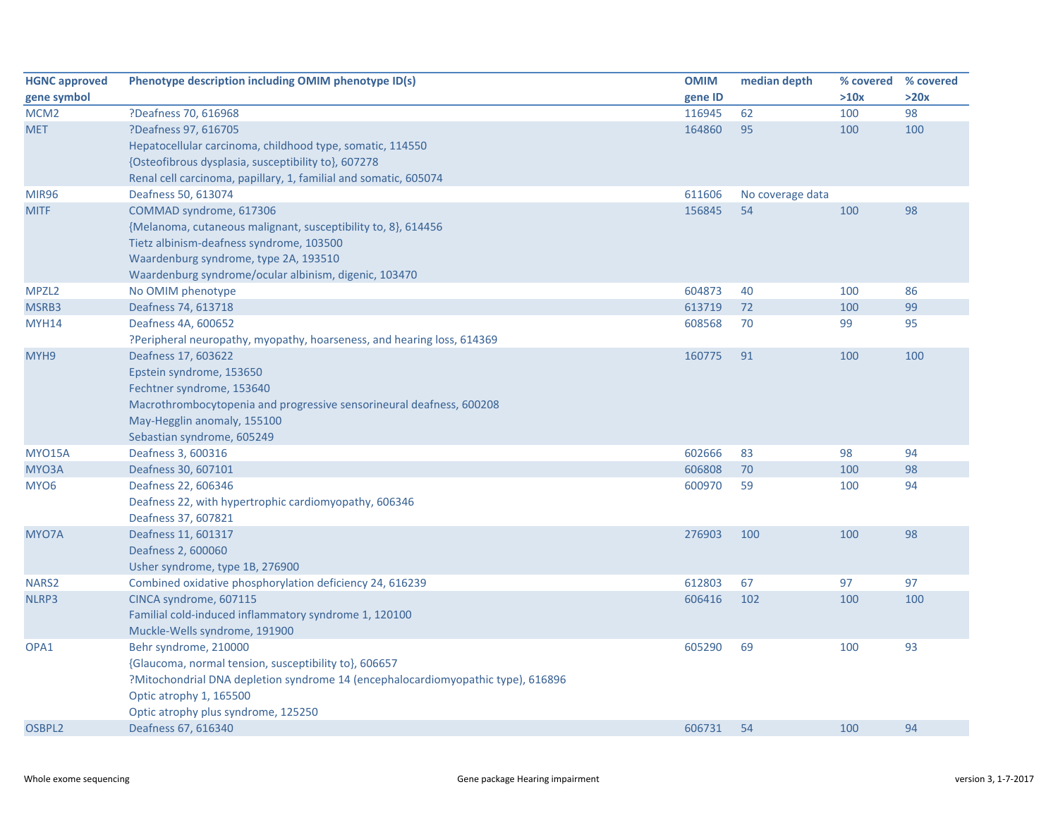| HGNC approved gene symbol | Phenotype description including OMIM phenotype ID(s) | OMIM gene ID | median depth | % covered >10x | % covered >20x |
|---|---|---|---|---|---|
| MCM2 | ?Deafness 70, 616968 | 116945 | 62 | 100 | 98 |
| MET | ?Deafness 97, 616705<br>Hepatocellular carcinoma, childhood type, somatic, 114550<br>{Osteofibrous dysplasia, susceptibility to}, 607278<br>Renal cell carcinoma, papillary, 1, familial and somatic, 605074 | 164860 | 95 | 100 | 100 |
| MIR96 | Deafness 50, 613074 | 611606 | No coverage data | | |
| MITF | COMMAD syndrome, 617306<br>{Melanoma, cutaneous malignant, susceptibility to, 8}, 614456<br>Tietz albinism-deafness syndrome, 103500<br>Waardenburg syndrome, type 2A, 193510<br>Waardenburg syndrome/ocular albinism, digenic, 103470 | 156845 | 54 | 100 | 98 |
| MPZL2 | No OMIM phenotype | 604873 | 40 | 100 | 86 |
| MSRB3 | Deafness 74, 613718 | 613719 | 72 | 100 | 99 |
| MYH14 | Deafness 4A, 600652<br>?Peripheral neuropathy, myopathy, hoarseness, and hearing loss, 614369 | 608568 | 70 | 99 | 95 |
| MYH9 | Deafness 17, 603622<br>Epstein syndrome, 153650<br>Fechtner syndrome, 153640<br>Macrothrombocytopenia and progressive sensorineural deafness, 600208<br>May-Hegglin anomaly, 155100<br>Sebastian syndrome, 605249 | 160775 | 91 | 100 | 100 |
| MYO15A | Deafness 3, 600316 | 602666 | 83 | 98 | 94 |
| MYO3A | Deafness 30, 607101 | 606808 | 70 | 100 | 98 |
| MYO6 | Deafness 22, 606346<br>Deafness 22, with hypertrophic cardiomyopathy, 606346<br>Deafness 37, 607821 | 600970 | 59 | 100 | 94 |
| MYO7A | Deafness 11, 601317<br>Deafness 2, 600060<br>Usher syndrome, type 1B, 276900 | 276903 | 100 | 100 | 98 |
| NARS2 | Combined oxidative phosphorylation deficiency 24, 616239 | 612803 | 67 | 97 | 97 |
| NLRP3 | CINCA syndrome, 607115<br>Familial cold-induced inflammatory syndrome 1, 120100<br>Muckle-Wells syndrome, 191900 | 606416 | 102 | 100 | 100 |
| OPA1 | Behr syndrome, 210000<br>{Glaucoma, normal tension, susceptibility to}, 606657<br>?Mitochondrial DNA depletion syndrome 14 (encephalocardiomyopathic type), 616896<br>Optic atrophy 1, 165500<br>Optic atrophy plus syndrome, 125250 | 605290 | 69 | 100 | 93 |
| OSBPL2 | Deafness 67, 616340 | 606731 | 54 | 100 | 94 |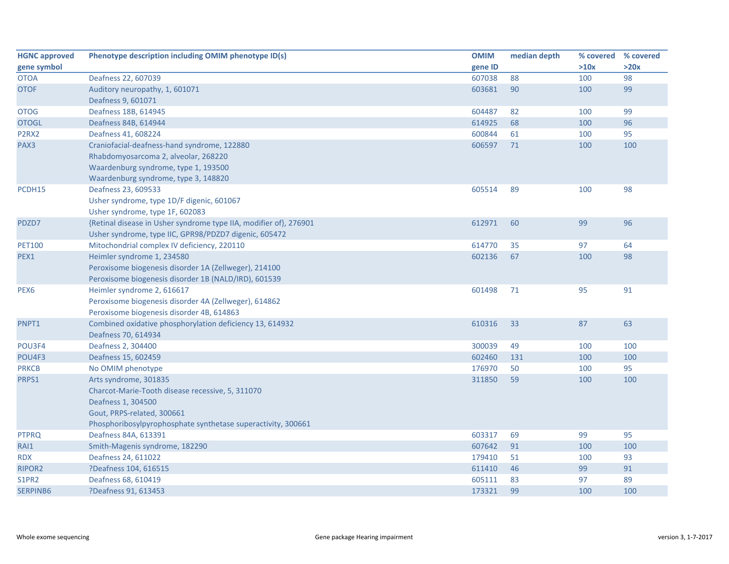| HGNC approved gene symbol | Phenotype description including OMIM phenotype ID(s) | OMIM gene ID | median depth | % covered >10x | % covered >20x |
|---|---|---|---|---|---|
| OTOA | Deafness 22, 607039 | 607038 | 88 | 100 | 98 |
| OTOF | Auditory neuropathy, 1, 601071<br>Deafness 9, 601071 | 603681 | 90 | 100 | 99 |
| OTOG | Deafness 18B, 614945 | 604487 | 82 | 100 | 99 |
| OTOGL | Deafness 84B, 614944 | 614925 | 68 | 100 | 96 |
| P2RX2 | Deafness 41, 608224 | 600844 | 61 | 100 | 95 |
| PAX3 | Craniofacial-deafness-hand syndrome, 122880<br>Rhabdomyosarcoma 2, alveolar, 268220<br>Waardenburg syndrome, type 1, 193500<br>Waardenburg syndrome, type 3, 148820 | 606597 | 71 | 100 | 100 |
| PCDH15 | Deafness 23, 609533<br>Usher syndrome, type 1D/F digenic, 601067<br>Usher syndrome, type 1F, 602083 | 605514 | 89 | 100 | 98 |
| PDZD7 | {Retinal disease in Usher syndrome type IIA, modifier of}, 276901<br>Usher syndrome, type IIC, GPR98/PDZD7 digenic, 605472 | 612971 | 60 | 99 | 96 |
| PET100 | Mitochondrial complex IV deficiency, 220110 | 614770 | 35 | 97 | 64 |
| PEX1 | Heimler syndrome 1, 234580<br>Peroxisome biogenesis disorder 1A (Zellweger), 214100<br>Peroxisome biogenesis disorder 1B (NALD/IRD), 601539 | 602136 | 67 | 100 | 98 |
| PEX6 | Heimler syndrome 2, 616617<br>Peroxisome biogenesis disorder 4A (Zellweger), 614862<br>Peroxisome biogenesis disorder 4B, 614863 | 601498 | 71 | 95 | 91 |
| PNPT1 | Combined oxidative phosphorylation deficiency 13, 614932<br>Deafness 70, 614934 | 610316 | 33 | 87 | 63 |
| POU3F4 | Deafness 2, 304400 | 300039 | 49 | 100 | 100 |
| POU4F3 | Deafness 15, 602459 | 602460 | 131 | 100 | 100 |
| PRKCB | No OMIM phenotype | 176970 | 50 | 100 | 95 |
| PRPS1 | Arts syndrome, 301835<br>Charcot-Marie-Tooth disease recessive, 5, 311070<br>Deafness 1, 304500<br>Gout, PRPS-related, 300661<br>Phosphoribosylpyrophosphate synthetase superactivity, 300661 | 311850 | 59 | 100 | 100 |
| PTPRQ | Deafness 84A, 613391 | 603317 | 69 | 99 | 95 |
| RAI1 | Smith-Magenis syndrome, 182290 | 607642 | 91 | 100 | 100 |
| RDX | Deafness 24, 611022 | 179410 | 51 | 100 | 93 |
| RIPOR2 | ?Deafness 104, 616515 | 611410 | 46 | 99 | 91 |
| S1PR2 | Deafness 68, 610419 | 605111 | 83 | 97 | 89 |
| SERPINB6 | ?Deafness 91, 613453 | 173321 | 99 | 100 | 100 |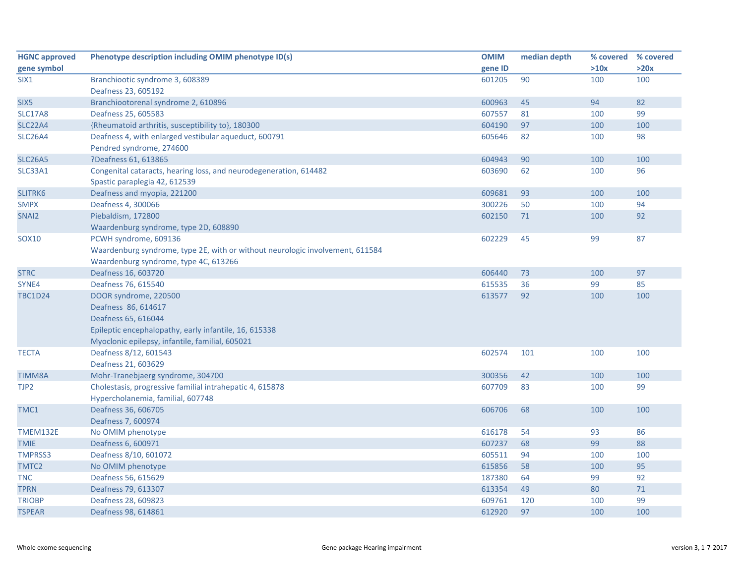| HGNC approved gene symbol | Phenotype description including OMIM phenotype ID(s) | OMIM gene ID | median depth | % covered >10x | % covered >20x |
|---|---|---|---|---|---|
| SIX1 | Branchiootic syndrome 3, 608389<br>Deafness 23, 605192 | 601205 | 90 | 100 | 100 |
| SIX5 | Branchiootorenal syndrome 2, 610896 | 600963 | 45 | 94 | 82 |
| SLC17A8 | Deafness 25, 605583 | 607557 | 81 | 100 | 99 |
| SLC22A4 | {Rheumatoid arthritis, susceptibility to}, 180300 | 604190 | 97 | 100 | 100 |
| SLC26A4 | Deafness 4, with enlarged vestibular aqueduct, 600791<br>Pendred syndrome, 274600 | 605646 | 82 | 100 | 98 |
| SLC26A5 | ?Deafness 61, 613865 | 604943 | 90 | 100 | 100 |
| SLC33A1 | Congenital cataracts, hearing loss, and neurodegeneration, 614482<br>Spastic paraplegia 42, 612539 | 603690 | 62 | 100 | 96 |
| SLITRK6 | Deafness and myopia, 221200 | 609681 | 93 | 100 | 100 |
| SMPX | Deafness 4, 300066 | 300226 | 50 | 100 | 94 |
| SNAI2 | Piebaldism, 172800<br>Waardenburg syndrome, type 2D, 608890 | 602150 | 71 | 100 | 92 |
| SOX10 | PCWH syndrome, 609136<br>Waardenburg syndrome, type 2E, with or without neurologic involvement, 611584<br>Waardenburg syndrome, type 4C, 613266 | 602229 | 45 | 99 | 87 |
| STRC | Deafness 16, 603720 | 606440 | 73 | 100 | 97 |
| SYNE4 | Deafness 76, 615540 | 615535 | 36 | 99 | 85 |
| TBC1D24 | DOOR syndrome, 220500<br>Deafness 86, 614617<br>Deafness 65, 616044<br>Epileptic encephalopathy, early infantile, 16, 615338<br>Myoclonic epilepsy, infantile, familial, 605021 | 613577 | 92 | 100 | 100 |
| TECTA | Deafness 8/12, 601543<br>Deafness 21, 603629 | 602574 | 101 | 100 | 100 |
| TIMM8A | Mohr-Tranebjaerg syndrome, 304700 | 300356 | 42 | 100 | 100 |
| TJP2 | Cholestasis, progressive familial intrahepatic 4, 615878<br>Hypercholanemia, familial, 607748 | 607709 | 83 | 100 | 99 |
| TMC1 | Deafness 36, 606705<br>Deafness 7, 600974 | 606706 | 68 | 100 | 100 |
| TMEM132E | No OMIM phenotype | 616178 | 54 | 93 | 86 |
| TMIE | Deafness 6, 600971 | 607237 | 68 | 99 | 88 |
| TMPRSS3 | Deafness 8/10, 601072 | 605511 | 94 | 100 | 100 |
| TMTC2 | No OMIM phenotype | 615856 | 58 | 100 | 95 |
| TNC | Deafness 56, 615629 | 187380 | 64 | 99 | 92 |
| TPRN | Deafness 79, 613307 | 613354 | 49 | 80 | 71 |
| TRIOBP | Deafness 28, 609823 | 609761 | 120 | 100 | 99 |
| TSPEAR | Deafness 98, 614861 | 612920 | 97 | 100 | 100 |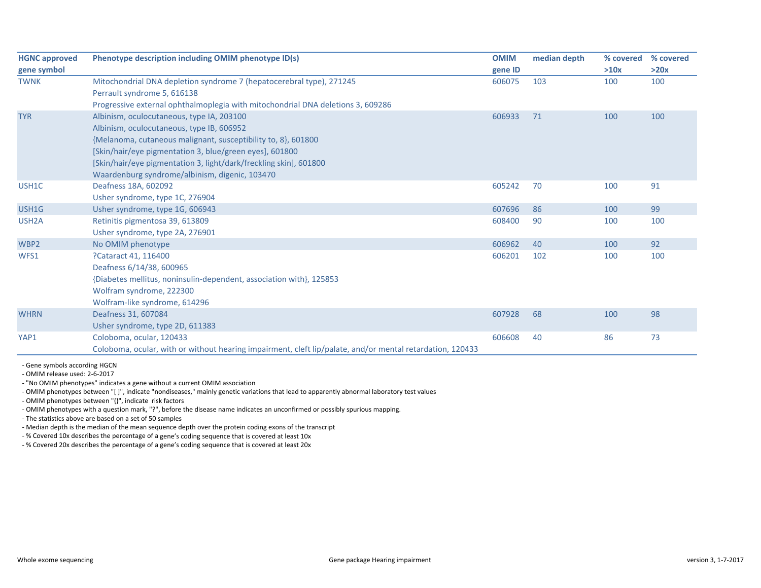| HGNC approved gene symbol | Phenotype description including OMIM phenotype ID(s) | OMIM gene ID | median depth | % covered >10x | % covered >20x |
|---|---|---|---|---|---|
| TWNK | Mitochondrial DNA depletion syndrome 7 (hepatocerebral type), 271245 | 606075 | 103 | 100 | 100 |
| | Perrault syndrome 5, 616138 | | | | |
| | Progressive external ophthalmoplegia with mitochondrial DNA deletions 3, 609286 | | | | |
| TYR | Albinism, oculocutaneous, type IA, 203100 | 606933 | 71 | 100 | 100 |
| | Albinism, oculocutaneous, type IB, 606952 | | | | |
| | {Melanoma, cutaneous malignant, susceptibility to, 8}, 601800 | | | | |
| | [Skin/hair/eye pigmentation 3, blue/green eyes], 601800 | | | | |
| | [Skin/hair/eye pigmentation 3, light/dark/freckling skin], 601800 | | | | |
| | Waardenburg syndrome/albinism, digenic, 103470 | | | | |
| USH1C | Deafness 18A, 602092 | 605242 | 70 | 100 | 91 |
| | Usher syndrome, type 1C, 276904 | | | | |
| USH1G | Usher syndrome, type 1G, 606943 | 607696 | 86 | 100 | 99 |
| USH2A | Retinitis pigmentosa 39, 613809 | 608400 | 90 | 100 | 100 |
| | Usher syndrome, type 2A, 276901 | | | | |
| WBP2 | No OMIM phenotype | 606962 | 40 | 100 | 92 |
| WFS1 | ?Cataract 41, 116400 | 606201 | 102 | 100 | 100 |
| | Deafness 6/14/38, 600965 | | | | |
| | {Diabetes mellitus, noninsulin-dependent, association with}, 125853 | | | | |
| | Wolfram syndrome, 222300 | | | | |
| | Wolfram-like syndrome, 614296 | | | | |
| WHRN | Deafness 31, 607084 | 607928 | 68 | 100 | 98 |
| | Usher syndrome, type 2D, 611383 | | | | |
| YAP1 | Coloboma, ocular, 120433 | 606608 | 40 | 86 | 73 |
| | Coloboma, ocular, with or without hearing impairment, cleft lip/palate, and/or mental retardation, 120433 | | | | |

- Gene symbols according HGCN
- OMIM release used: 2-6-2017
- "No OMIM phenotypes" indicates a gene without a current OMIM association
- OMIM phenotypes between "[ ]", indicate "nondiseases," mainly genetic variations that lead to apparently abnormal laboratory test values
- OMIM phenotypes between "{}", indicate risk factors
- OMIM phenotypes with a question mark, "?", before the disease name indicates an unconfirmed or possibly spurious mapping.
- The statistics above are based on a set of 50 samples
- Median depth is the median of the mean sequence depth over the protein coding exons of the transcript
- % Covered 10x describes the percentage of a gene's coding sequence that is covered at least 10x
- % Covered 20x describes the percentage of a gene's coding sequence that is covered at least 20x